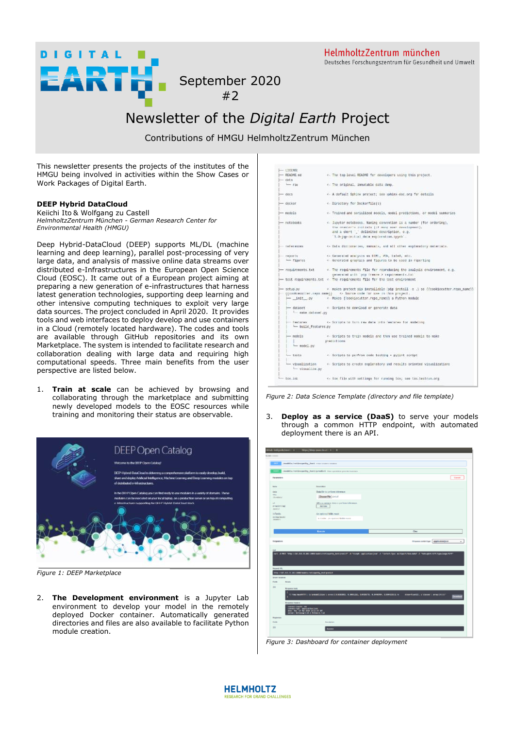# Newsletter of the *Digital Earth* Project

September 2020
#2

Contributions of HMGU HelmholtzZentrum München

This newsletter presents the projects of the institutes of the HMGU being involved in activities within the Show Cases or Work Packages of Digital Earth.

**DEEP Hybrid DataCloud**

Keiichi Ito & Wolfgang zu Castell
*HelmholtzZentrum München - German Research Center for Environmental Health (HMGU)*

Deep Hybrid-DataCloud (DEEP) supports ML/DL (machine learning and deep learning), parallel post-processing of very large data, and analysis of massive online data streams over distributed e-Infrastructures in the European Open Science Cloud (EOSC). It came out of a European project aiming at preparing a new generation of e-infrastructures that harness latest generation technologies, supporting deep learning and other intensive computing techniques to exploit very large data sources. The project concluded in April 2020. It provides tools and web interfaces to deploy develop and use containers in a Cloud (remotely located hardware). The codes and tools are available through GitHub repositories and its own Marketplace. The system is intended to facilitate research and collaboration dealing with large data and requiring high computational speeds. Three main benefits from the user perspective are listed below.

1. **Train at scale** can be achieved by browsing and collaborating through the marketplace and submitting newly developed models to the EOSC resources while training and monitoring their status are observable.

*Figure 1: DEEP Marketplace*

2. **The Development environment** is a Jupyter Lab environment to develop your model in the remotely deployed Docker container. Automatically generated directories and files are also available to facilitate Python module creation.

*Figure 2: Data Science Template (directory and file template)*

3. **Deploy as a service (DaaS)** to serve your models through a common HTTP endpoint, with automated deployment there is an API.

*Figure 3: Dashboard for container deployment*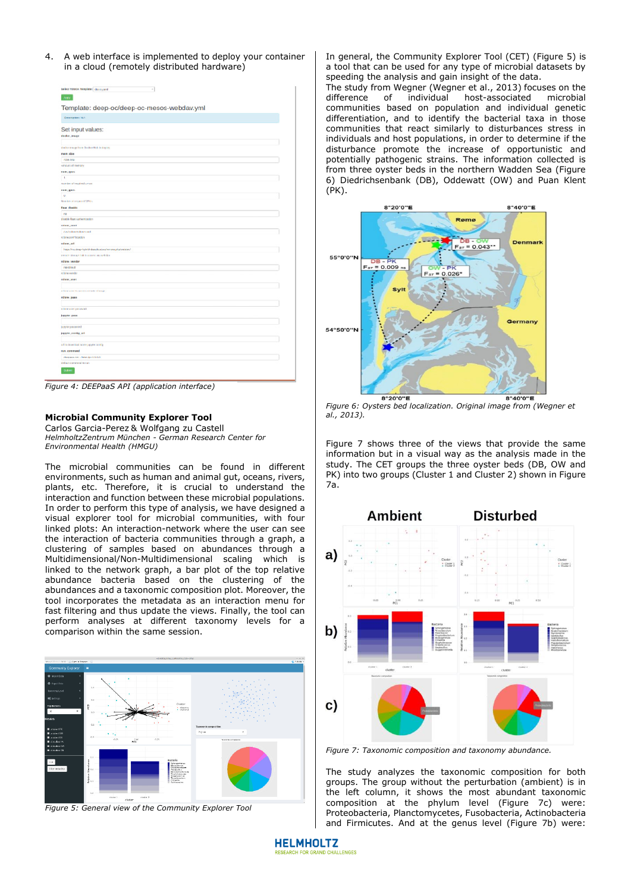4. A web interface is implemented to deploy your container in a cloud (remotely distributed hardware)

Figure 4: DEEPaaS API (application interface)

### Microbial Community Explorer Tool

Carlos Garcia-Perez & Wolfgang zu Castell
*HelmholtzZentrum München - German Research Center for Environmental Health (HMGU)*

The microbial communities can be found in different environments, such as human and animal gut, oceans, rivers, plants, etc. Therefore, it is crucial to understand the interaction and function between these microbial populations. In order to perform this type of analysis, we have designed a visual explorer tool for microbial communities, with four linked plots: An interaction-network where the user can see the interaction of bacteria communities through a graph, a clustering of samples based on abundances through a Multidimensional/Non-Multidimensional scaling which is linked to the network graph, a bar plot of the top relative abundance bacteria based on the clustering of the abundances and a taxonomic composition plot. Moreover, the tool incorporates the metadata as an interaction menu for fast filtering and thus update the views. Finally, the tool can perform analyses at different taxonomy levels for a comparison within the same session.

Figure 5: General view of the Community Explorer Tool

In general, the Community Explorer Tool (CET) (Figure 5) is a tool that can be used for any type of microbial datasets by speeding the analysis and gain insight of the data.
The study from Wegner (Wegner et al., 2013) focuses on the difference of individual host-associated microbial communities based on population and individual genetic differentiation, and to identify the bacterial taxa in those communities that react similarly to disturbances stress in individuals and host populations, in order to determine if the disturbance promote the increase of opportunistic and potentially pathogenic strains. The information collected is from three oyster beds in the northern Wadden Sea (Figure 6) Diedrichsenbank (DB), Oddewatt (OW) and Puan Klent (PK).

*Figure 6: Oysters bed localization. Original image from (Wegner et al., 2013).*

Figure 7 shows three of the views that provide the same information but in a visual way as the analysis made in the study. The CET groups the three oyster beds (DB, OW and PK) into two groups (Cluster 1 and Cluster 2) shown in Figure 7a.

*Figure 7: Taxonomic composition and taxonomy abundance.*

The study analyzes the taxonomic composition for both groups. The group without the perturbation (ambient) is in the left column, it shows the most abundant taxonomic composition at the phylum level (Figure 7c) were: Proteobacteria, Planctomycetes, Fusobacteria, Actinobacteria and Firmicutes. And at the genus level (Figure 7b) were: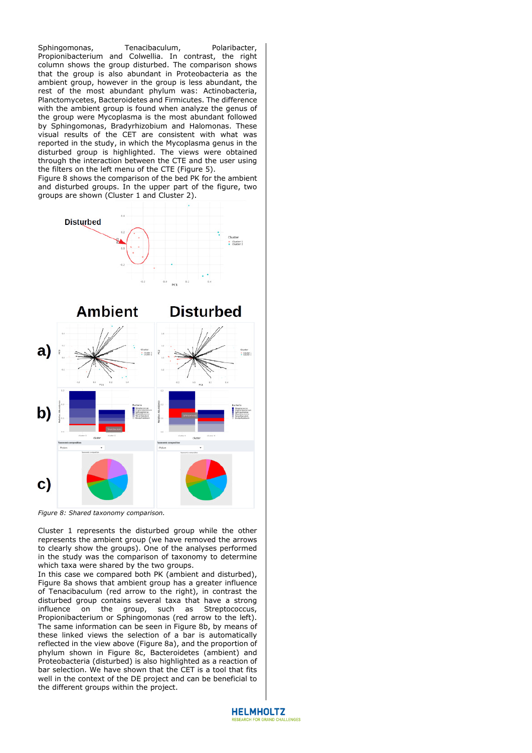Sphingomonas, Tenacibaculum, Polaribacter, Propionibacterium and Colwellia. In contrast, the right column shows the group disturbed. The comparison shows that the group is also abundant in Proteobacteria as the ambient group, however in the group is less abundant, the rest of the most abundant phylum was: Actinobacteria, Planctomycetes, Bacteroidetes and Firmicutes. The difference with the ambient group is found when analyze the genus of the group were Mycoplasma is the most abundant followed by Sphingomonas, Bradyrhizobium and Halomonas. These visual results of the CET are consistent with what was reported in the study, in which the Mycoplasma genus in the disturbed group is highlighted. The views were obtained through the interaction between the CTE and the user using the filters on the left menu of the CTE (Figure 5).

Figure 8 shows the comparison of the bed PK for the ambient and disturbed groups. In the upper part of the figure, two groups are shown (Cluster 1 and Cluster 2).

Disturbed

Ambient

Disturbed

a)

b)

c)

*Figure 8: Shared taxonomy comparison.*

Cluster 1 represents the disturbed group while the other represents the ambient group (we have removed the arrows to clearly show the groups). One of the analyses performed in the study was the comparison of taxonomy to determine which taxa were shared by the two groups.

In this case we compared both PK (ambient and disturbed), Figure 8a shows that ambient group has a greater influence of Tenacibaculum (red arrow to the right), in contrast the disturbed group contains several taxa that have a strong influence on the group, such as Streptococcus, Propionibacterium or Sphingomonas (red arrow to the left). The same information can be seen in Figure 8b, by means of these linked views the selection of a bar is automatically reflected in the view above (Figure 8a), and the proportion of phylum shown in Figure 8c, Bacteroidetes (ambient) and Proteobacteria (disturbed) is also highlighted as a reaction of bar selection. We have shown that the CET is a tool that fits well in the context of the DE project and can be beneficial to the different groups within the project.